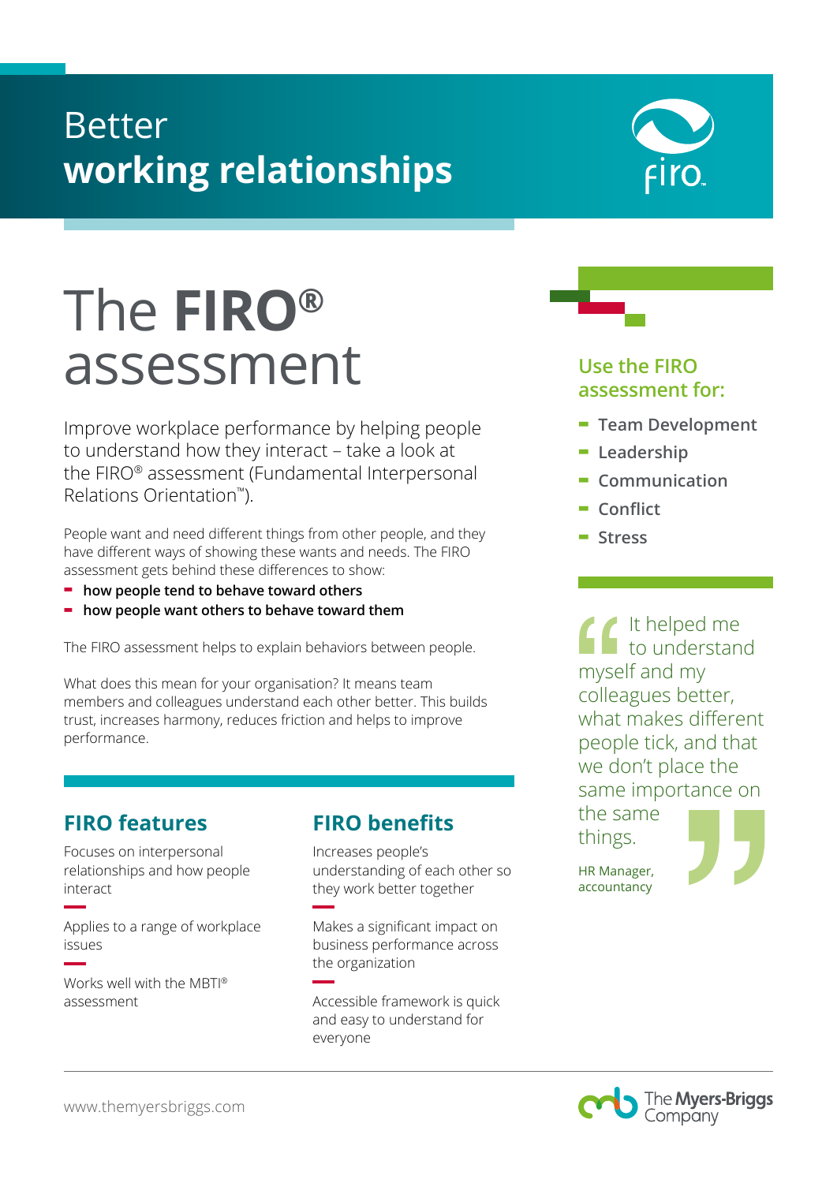# Better **working relationships**

# The **FIRO®** assessment

Improve workplace performance by helping people to understand how they interact – take a look at the FIRO® assessment (Fundamental Interpersonal Relations Orientation™).

People want and need different things from other people, and they have different ways of showing these wants and needs. The FIRO assessment gets behind these differences to show:

- **how people tend to behave toward others**
- **how people want others to behave toward them**

The FIRO assessment helps to explain behaviors between people.

What does this mean for your organisation? It means team members and colleagues understand each other better. This builds trust, increases harmony, reduces friction and helps to improve performance.

## FIRO features

Focuses on interpersonal relationships and how people interact

Applies to a range of workplace issues

Works well with the MBTI® assessment

## FIRO benefits

Increases people's understanding of each other so they work better together

Makes a significant impact on business performance across the organization

Accessible framework is quick and easy to understand for everyone

## Use the FIRO assessment for:

- **Team Development**
- **Leadership**
- **Communication**
- **Conflict**
- **Stress**

> "It helped me to understand myself and my colleagues better, what makes different people tick, and that we don't place the same importance on the same things."
>
> HR Manager, accountancy

www.themyersbriggs.com

The Myers-Briggs Company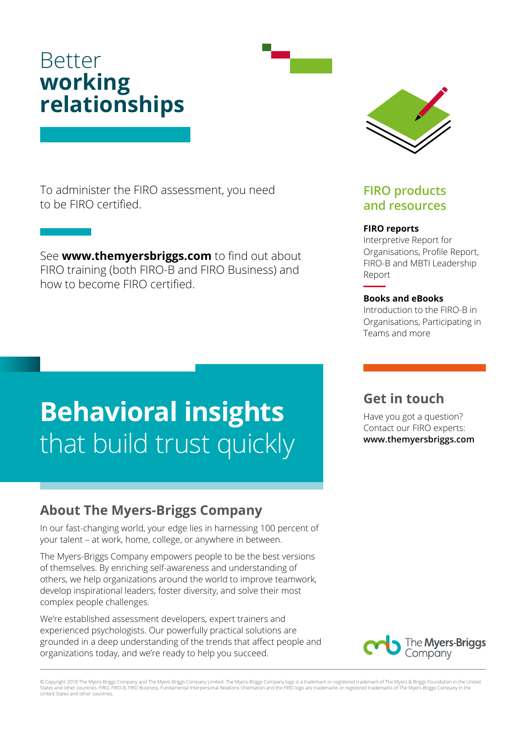# Better **working relationships**

To administer the FIRO assessment, you need to be FIRO certified.

See **www.themyersbriggs.com** to find out about FIRO training (both FIRO-B and FIRO Business) and how to become FIRO certified.

## FIRO products and resources

**FIRO reports**
Interpretive Report for Organisations, Profile Report, FIRO-B and MBTI Leadership Report

**Books and eBooks**
Introduction to the FIRO-B in Organisations, Participating in Teams and more

# **Behavioral insights** that build trust quickly

## Get in touch

Have you got a question? Contact our FIRO experts: **www.themyersbriggs.com**

## About The Myers-Briggs Company

In our fast-changing world, your edge lies in harnessing 100 percent of your talent – at work, home, college, or anywhere in between.

The Myers-Briggs Company empowers people to be the best versions of themselves. By enriching self-awareness and understanding of others, we help organizations around the world to improve teamwork, develop inspirational leaders, foster diversity, and solve their most complex people challenges.

We're established assessment developers, expert trainers and experienced psychologists. Our powerfully practical solutions are grounded in a deep understanding of the trends that affect people and organizations today, and we're ready to help you succeed.

The **Myers-Briggs** Company

© Copyright 2018 The Myers-Briggs Company and The Myers-Briggs Company Limited. The Myers-Briggs Company logo is a trademark or registered trademark of The Myers & Briggs Foundation in the United States and other countries. FIRO, FIRO-B, FIRO Business, Fundamental Interpersonal Relations Orientation and the FIRO logo are trademarks or registered trademarks of The Myers-Briggs Company in the United States and other countries.